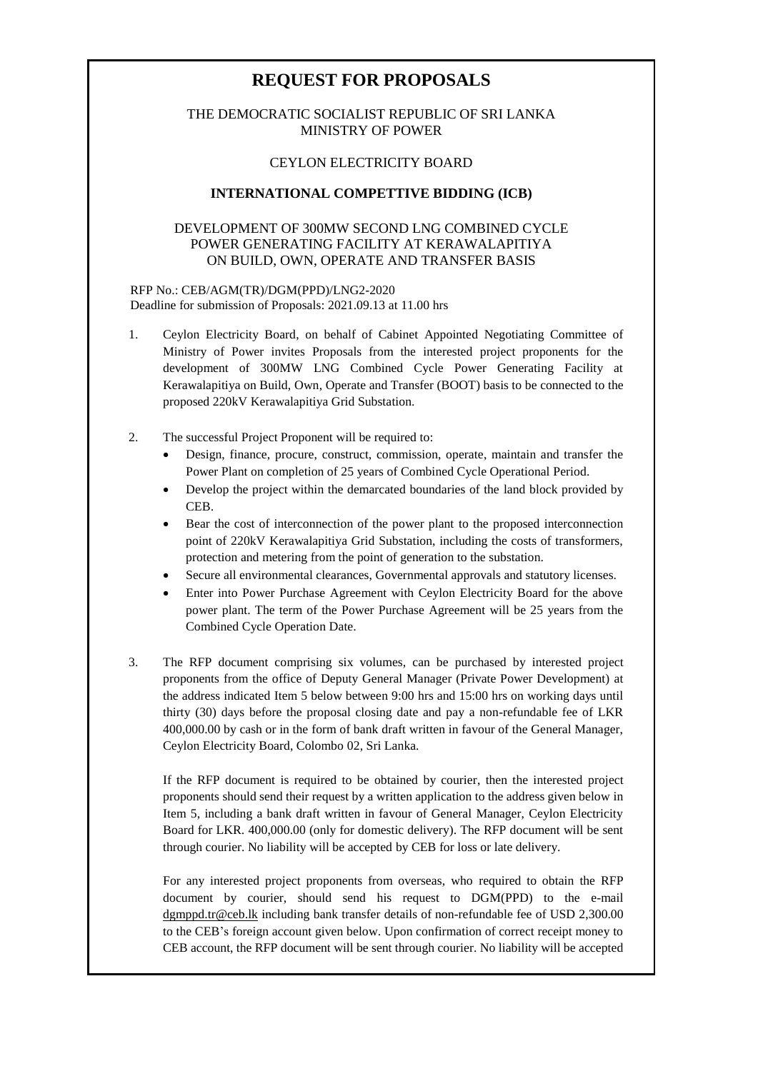# REQUEST FOR PROPOSALS

THE DEMOCRATIC SOCIALIST REPUBLIC OF SRI LANKA
MINISTRY OF POWER

CEYLON ELECTRICITY BOARD

**INTERNATIONAL COMPETTIVE BIDDING (ICB)**

DEVELOPMENT OF 300MW SECOND LNG COMBINED CYCLE POWER GENERATING FACILITY AT KERAWALAPITIYA ON BUILD, OWN, OPERATE AND TRANSFER BASIS

RFP No.: CEB/AGM(TR)/DGM(PPD)/LNG2-2020
Deadline for submission of Proposals: 2021.09.13 at 11.00 hrs

1. Ceylon Electricity Board, on behalf of Cabinet Appointed Negotiating Committee of Ministry of Power invites Proposals from the interested project proponents for the development of 300MW LNG Combined Cycle Power Generating Facility at Kerawalapitiya on Build, Own, Operate and Transfer (BOOT) basis to be connected to the proposed 220kV Kerawalapitiya Grid Substation.

2. The successful Project Proponent will be required to:
   - Design, finance, procure, construct, commission, operate, maintain and transfer the Power Plant on completion of 25 years of Combined Cycle Operational Period.
   - Develop the project within the demarcated boundaries of the land block provided by CEB.
   - Bear the cost of interconnection of the power plant to the proposed interconnection point of 220kV Kerawalapitiya Grid Substation, including the costs of transformers, protection and metering from the point of generation to the substation.
   - Secure all environmental clearances, Governmental approvals and statutory licenses.
   - Enter into Power Purchase Agreement with Ceylon Electricity Board for the above power plant. The term of the Power Purchase Agreement will be 25 years from the Combined Cycle Operation Date.

3. The RFP document comprising six volumes, can be purchased by interested project proponents from the office of Deputy General Manager (Private Power Development) at the address indicated Item 5 below between 9:00 hrs and 15:00 hrs on working days until thirty (30) days before the proposal closing date and pay a non-refundable fee of LKR 400,000.00 by cash or in the form of bank draft written in favour of the General Manager, Ceylon Electricity Board, Colombo 02, Sri Lanka.

   If the RFP document is required to be obtained by courier, then the interested project proponents should send their request by a written application to the address given below in Item 5, including a bank draft written in favour of General Manager, Ceylon Electricity Board for LKR. 400,000.00 (only for domestic delivery). The RFP document will be sent through courier. No liability will be accepted by CEB for loss or late delivery.

   For any interested project proponents from overseas, who required to obtain the RFP document by courier, should send his request to DGM(PPD) to the e-mail dgmppd.tr@ceb.lk including bank transfer details of non-refundable fee of USD 2,300.00 to the CEB's foreign account given below. Upon confirmation of correct receipt money to CEB account, the RFP document will be sent through courier. No liability will be accepted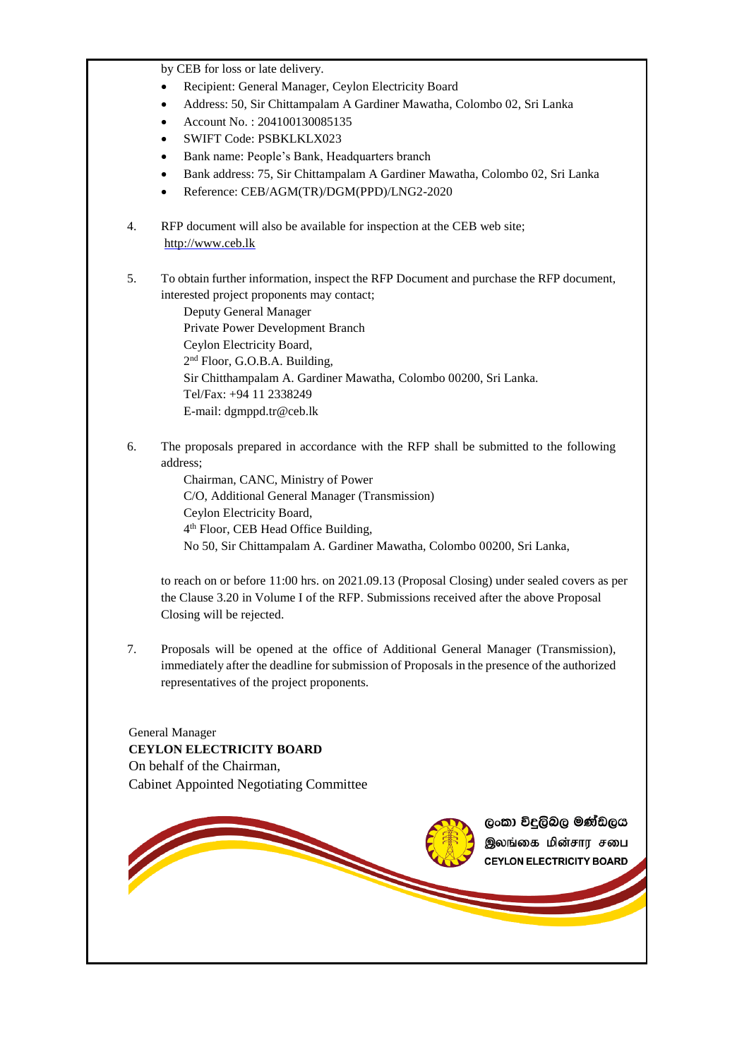by CEB for loss or late delivery.

- Recipient: General Manager, Ceylon Electricity Board
- Address: 50, Sir Chittampalam A Gardiner Mawatha, Colombo 02, Sri Lanka
- Account No. : 204100130085135
- SWIFT Code: PSBKLKLX023
- Bank name: People's Bank, Headquarters branch
- Bank address: 75, Sir Chittampalam A Gardiner Mawatha, Colombo 02, Sri Lanka
- Reference: CEB/AGM(TR)/DGM(PPD)/LNG2-2020

4. RFP document will also be available for inspection at the CEB web site; http://www.ceb.lk

5. To obtain further information, inspect the RFP Document and purchase the RFP document, interested project proponents may contact;

   Deputy General Manager
   Private Power Development Branch
   Ceylon Electricity Board,
   2nd Floor, G.O.B.A. Building,
   Sir Chitthampalam A. Gardiner Mawatha, Colombo 00200, Sri Lanka.
   Tel/Fax: +94 11 2338249
   E-mail: dgmppd.tr@ceb.lk

6. The proposals prepared in accordance with the RFP shall be submitted to the following address;

   Chairman, CANC, Ministry of Power
   C/O, Additional General Manager (Transmission)
   Ceylon Electricity Board,
   4th Floor, CEB Head Office Building,
   No 50, Sir Chittampalam A. Gardiner Mawatha, Colombo 00200, Sri Lanka,

   to reach on or before 11:00 hrs. on 2021.09.13 (Proposal Closing) under sealed covers as per the Clause 3.20 in Volume I of the RFP. Submissions received after the above Proposal Closing will be rejected.

7. Proposals will be opened at the office of Additional General Manager (Transmission), immediately after the deadline for submission of Proposals in the presence of the authorized representatives of the project proponents.

General Manager
**CEYLON ELECTRICITY BOARD**
On behalf of the Chairman,
Cabinet Appointed Negotiating Committee

ලංකා විදුලිබල මණ්ඩලය
இலங்கை மின்சார சபை
CEYLON ELECTRICITY BOARD